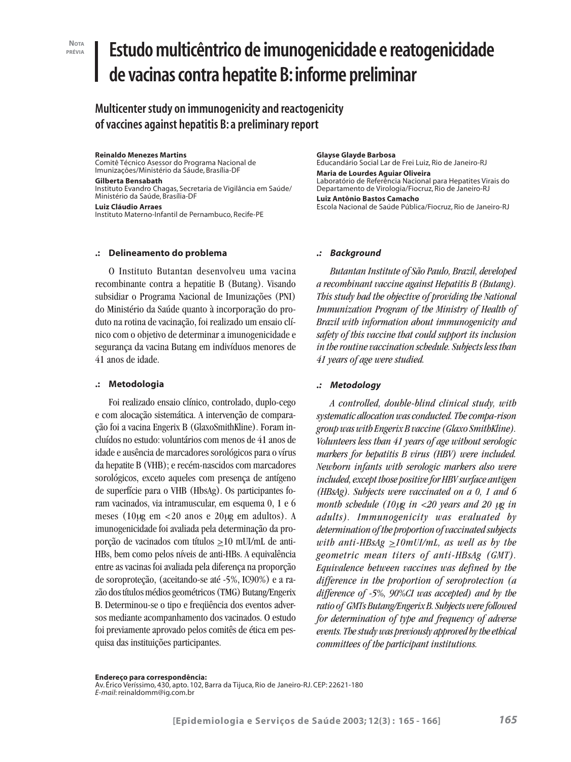NOTA PRÉVIA

# Estudo multicêntrico de imunogenicidade e reatogenicidade de vacinas contra hepatite B: informe preliminar

## Multicenter study on immunogenicity and reactogenicity of vaccines against hepatitis B: a preliminary report

**Reinaldo Menezes Martins**
Comitê Técnico Asessor do Programa Nacional de Imunizações/Ministério da Sáude, Brasília-DF

**Gilberta Bensabath**
Instituto Evandro Chagas, Secretaria de Vigilância em Saúde/ Ministério da Saúde, Brasília-DF

**Luiz Cláudio Arraes**
Instituto Materno-Infantil de Pernambuco, Recife-PE

**Glayse Glayde Barbosa**
Educandário Social Lar de Frei Luiz, Rio de Janeiro-RJ

**Maria de Lourdes Aguiar Oliveira**
Laboratório de Referência Nacional para Hepatites Virais do Departamento de Virologia/Fiocruz, Rio de Janeiro-RJ

**Luiz Antônio Bastos Camacho**
Escola Nacional de Saúde Pública/Fiocruz, Rio de Janeiro-RJ

### .: Delineamento do problema

O Instituto Butantan desenvolveu uma vacina recombinante contra a hepatitie B (Butang). Visando subsidiar o Programa Nacional de Imunizações (PNI) do Ministério da Saúde quanto à incorporação do produto na rotina de vacinação, foi realizado um ensaio clínico com o objetivo de determinar a imunogenicidade e segurança da vacina Butang em indivíduos menores de 41 anos de idade.

### .: Metodologia

Foi realizado ensaio clínico, controlado, duplo-cego e com alocação sistemática. A intervenção de comparação foi a vacina Engerix B (GlaxoSmithKline). Foram incluídos no estudo: voluntários com menos de 41 anos de idade e ausência de marcadores sorológicos para o vírus da hepatite B (VHB); e recém-nascidos com marcadores sorológicos, exceto aqueles com presença de antígeno de superfície para o VHB (HbsAg). Os participantes foram vacinados, via intramuscular, em esquema 0, 1 e 6 meses (10μg em <20 anos e 20μg em adultos). A imunogenicidade foi avaliada pela determinação da proporção de vacinados com títulos $\geq$10 mUI/mL de anti-HBs, bem como pelos níveis de anti-HBs. A equivalência entre as vacinas foi avaliada pela diferença na proporção de soroproteção, (aceitando-se até -5%, IC90%) e a razão dos títulos médios geométricos (TMG) Butang/Engerix B. Determinou-se o tipo e freqüência dos eventos adversos mediante acompanhamento dos vacinados. O estudo foi previamente aprovado pelos comitês de ética em pesquisa das instituições participantes.

### .: *Background*

*Butantan Institute of São Paulo, Brazil, developed a recombinant vaccine against Hepatitis B (Butang). This study had the objective of providing the National Immunization Program of the Ministry of Health of Brazil with information about immunogenicity and safety of this vaccine that could support its inclusion in the routine vaccination schedule. Subjects less than 41 years of age were studied.*

### .: *Metodology*

*A controlled, double-blind clinical study, with systematic allocation was conducted. The compa-rison group was with Engerix B vaccine (Glaxo SmithKline). Volunteers less than 41 years of age without serologic markers for hepatitis B virus (HBV) were included. Newborn infants with serologic markers also were included, except those positive for HBV surface antigen (HBsAg). Subjects were vaccinated on a 0, 1 and 6 month schedule (10μg in <20 years and 20 μg in adults). Immunogenicity was evaluated by determination of the proportion of vaccinated subjects with anti-HBsAg $\geq$10mUI/mL, as well as by the geometric mean titers of anti-HBsAg (GMT). Equivalence between vaccines was defined by the difference in the proportion of seroprotection (a difference of -5%, 90%CI was accepted) and by the ratio of GMTs Butang/Engerix B. Subjects were followed for determination of type and frequency of adverse events. The study was previously approved by the ethical committees of the participant institutions.*

**Endereço para correspondência:**
Av. Érico Veríssimo, 430, apto. 102, Barra da Tijuca, Rio de Janeiro-RJ. CEP: 22621-180
*E-mail*: reinaldomm@ig.com.br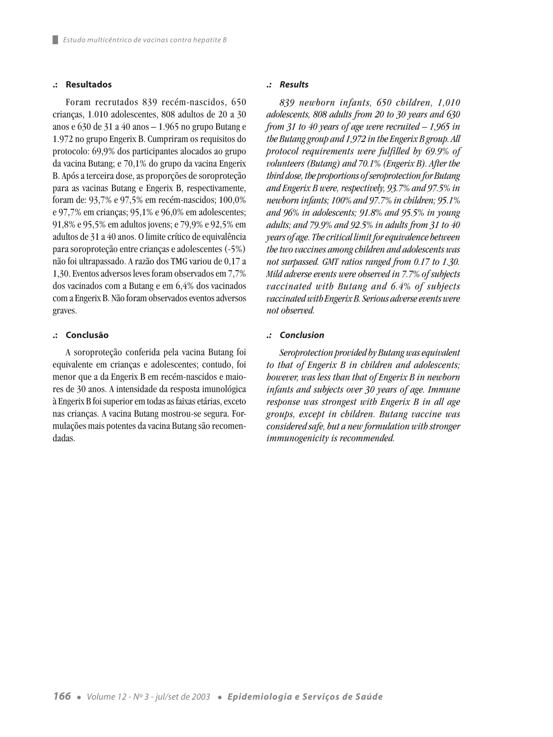## .: Resultados

Foram recrutados 839 recém-nascidos, 650 crianças, 1.010 adolescentes, 808 adultos de 20 a 30 anos e 630 de 31 a 40 anos – 1.965 no grupo Butang e 1.972 no grupo Engerix B. Cumpriram os requisitos do protocolo: 69,9% dos participantes alocados ao grupo da vacina Butang; e 70,1% do grupo da vacina Engerix B. Após a terceira dose, as proporções de soroproteção para as vacinas Butang e Engerix B, respectivamente, foram de: 93,7% e 97,5% em recém-nascidos; 100,0% e 97,7% em crianças; 95,1% e 96,0% em adolescentes; 91,8% e 95,5% em adultos jovens; e 79,9% e 92,5% em adultos de 31 a 40 anos. O limite crítico de equivalência para soroproteção entre crianças e adolescentes (-5%) não foi ultrapassado. A razão dos TMG variou de 0,17 a 1,30. Eventos adversos leves foram observados em 7,7% dos vacinados com a Butang e em 6,4% dos vacinados com a Engerix B. Não foram observados eventos adversos graves.

## .: Conclusão

A soroproteção conferida pela vacina Butang foi equivalente em crianças e adolescentes; contudo, foi menor que a da Engerix B em recém-nascidos e maiores de 30 anos. A intensidade da resposta imunológica à Engerix B foi superior em todas as faixas etárias, exceto nas crianças. A vacina Butang mostrou-se segura. Formulações mais potentes da vacina Butang são recomendadas.

## .: *Results*

*839 newborn infants, 650 children, 1,010 adolescents, 808 adults from 20 to 30 years and 630 from 31 to 40 years of age were recruited – 1,965 in the Butang group and 1,972 in the Engerix B group. All protocol requirements were fulfilled by 69.9% of volunteers (Butang) and 70.1% (Engerix B). After the third dose, the proportions of seroprotection for Butang and Engerix B were, respectively, 93.7% and 97.5% in newborn infants; 100% and 97.7% in children; 95.1% and 96% in adolescents; 91.8% and 95.5% in young adults; and 79.9% and 92.5% in adults from 31 to 40 years of age. The critical limit for equivalence between the two vaccines among children and adolescents was not surpassed. GMT ratios ranged from 0.17 to 1.30. Mild adverse events were observed in 7.7% of subjects vaccinated with Butang and 6.4% of subjects vaccinated with Engerix B. Serious adverse events were not observed.*

## .: *Conclusion*

*Seroprotection provided by Butang was equivalent to that of Engerix B in children and adolescents; however, was less than that of Engerix B in newborn infants and subjects over 30 years of age. Immune response was strongest with Engerix B in all age groups, except in children. Butang vaccine was considered safe, but a new formulation with stronger immunogenicity is recommended.*